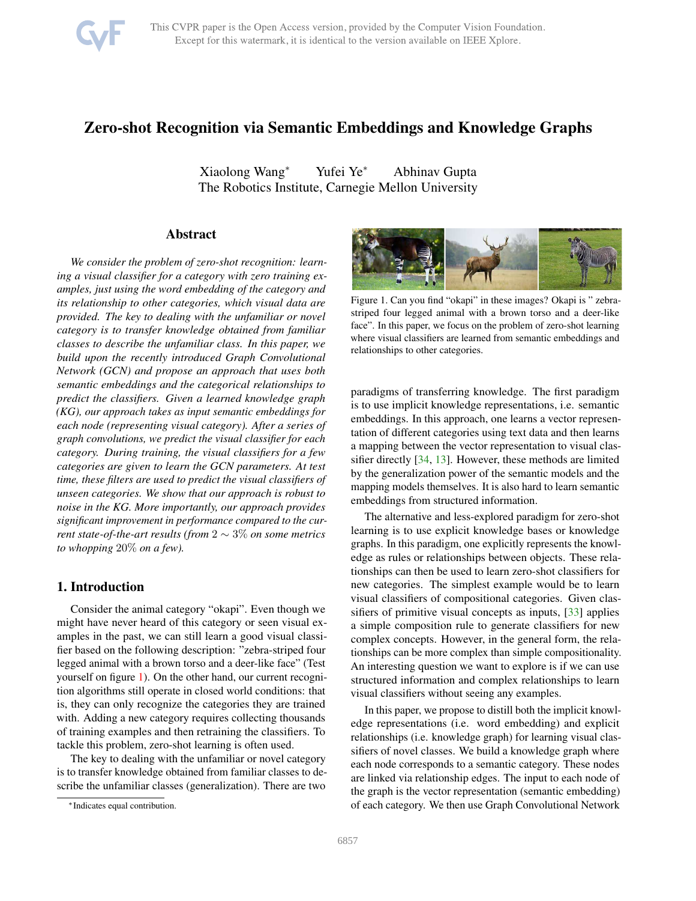# Zero-shot Recognition via Semantic Embeddings and Knowledge Graphs

Xiaolong Wang* Yufei Ye* Abhinav Gupta
The Robotics Institute, Carnegie Mellon University

## Abstract

*We consider the problem of zero-shot recognition: learning a visual classifier for a category with zero training examples, just using the word embedding of the category and its relationship to other categories, which visual data are provided. The key to dealing with the unfamiliar or novel category is to transfer knowledge obtained from familiar classes to describe the unfamiliar class. In this paper, we build upon the recently introduced Graph Convolutional Network (GCN) and propose an approach that uses both semantic embeddings and the categorical relationships to predict the classifiers. Given a learned knowledge graph (KG), our approach takes as input semantic embeddings for each node (representing visual category). After a series of graph convolutions, we predict the visual classifier for each category. During training, the visual classifiers for a few categories are given to learn the GCN parameters. At test time, these filters are used to predict the visual classifiers of unseen categories. We show that our approach is robust to noise in the KG. More importantly, our approach provides significant improvement in performance compared to the current state-of-the-art results (from $2 \sim 3\%$ on some metrics to whopping $20\%$ on a few).*

## 1. Introduction

Consider the animal category "okapi". Even though we might have never heard of this category or seen visual examples in the past, we can still learn a good visual classifier based on the following description: "zebra-striped four legged animal with a brown torso and a deer-like face" (Test yourself on figure 1). On the other hand, our current recognition algorithms still operate in closed world conditions: that is, they can only recognize the categories they are trained with. Adding a new category requires collecting thousands of training examples and then retraining the classifiers. To tackle this problem, zero-shot learning is often used.

The key to dealing with the unfamiliar or novel category is to transfer knowledge obtained from familiar classes to describe the unfamiliar classes (generalization). There are two paradigms of transferring knowledge. The first paradigm is to use implicit knowledge representations, i.e. semantic embeddings. In this approach, one learns a vector representation of different categories using text data and then learns a mapping between the vector representation to visual classifier directly [34, 13]. However, these methods are limited by the generalization power of the semantic models and the mapping models themselves. It is also hard to learn semantic embeddings from structured information.

Figure 1. Can you find "okapi" in these images? Okapi is " zebra-striped four legged animal with a brown torso and a deer-like face". In this paper, we focus on the problem of zero-shot learning where visual classifiers are learned from semantic embeddings and relationships to other categories.

The alternative and less-explored paradigm for zero-shot learning is to use explicit knowledge bases or knowledge graphs. In this paradigm, one explicitly represents the knowledge as rules or relationships between objects. These relationships can then be used to learn zero-shot classifiers for new categories. The simplest example would be to learn visual classifiers of compositional categories. Given classifiers of primitive visual concepts as inputs, [33] applies a simple composition rule to generate classifiers for new complex concepts. However, in the general form, the relationships can be more complex than simple compositionality. An interesting question we want to explore is if we can use structured information and complex relationships to learn visual classifiers without seeing any examples.

In this paper, we propose to distill both the implicit knowledge representations (i.e. word embedding) and explicit relationships (i.e. knowledge graph) for learning visual classifiers of novel classes. We build a knowledge graph where each node corresponds to a semantic category. These nodes are linked via relationship edges. The input to each node of the graph is the vector representation (semantic embedding) of each category. We then use Graph Convolutional Network

*Indicates equal contribution.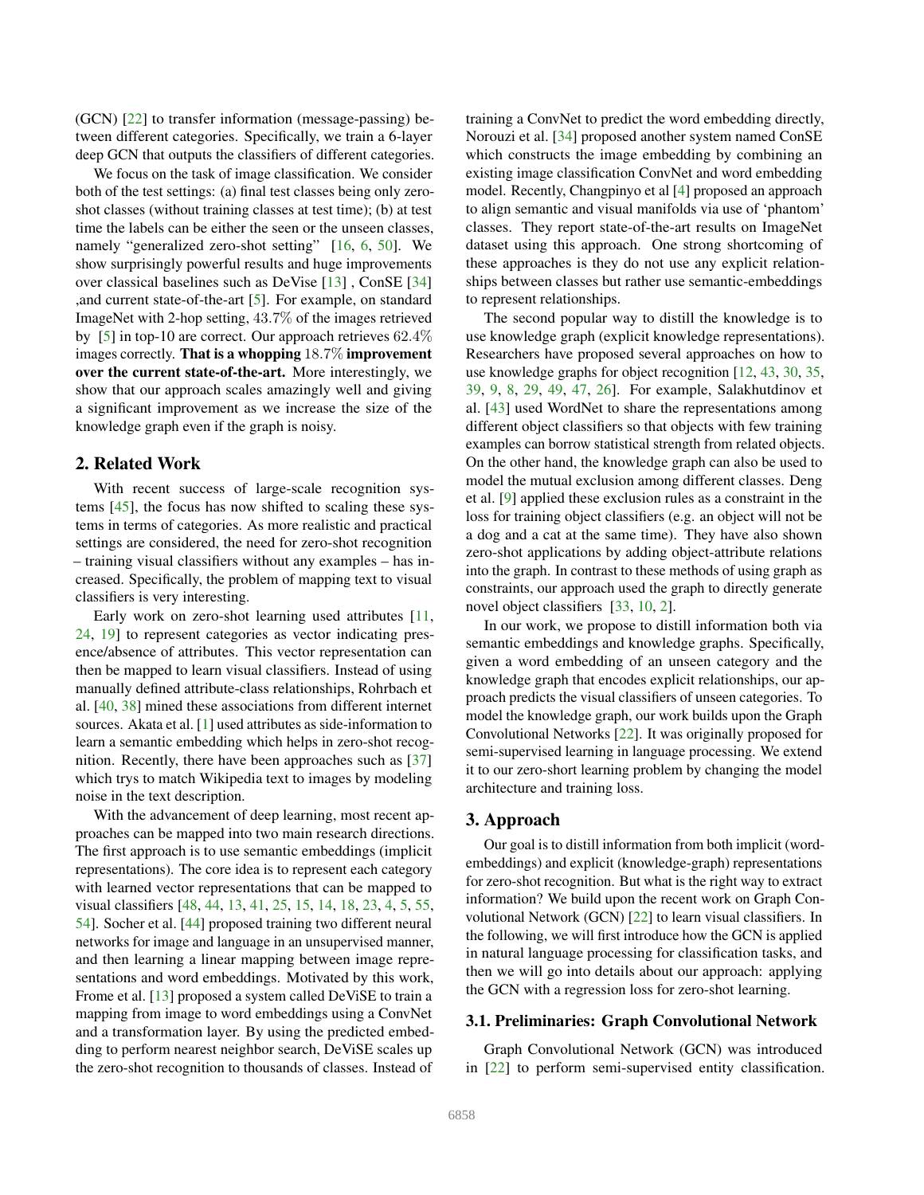(GCN) [22] to transfer information (message-passing) between different categories. Specifically, we train a 6-layer deep GCN that outputs the classifiers of different categories.

We focus on the task of image classification. We consider both of the test settings: (a) final test classes being only zero-shot classes (without training classes at test time); (b) at test time the labels can be either the seen or the unseen classes, namely "generalized zero-shot setting" [16, 6, 50]. We show surprisingly powerful results and huge improvements over classical baselines such as DeVise [13] , ConSE [34] ,and current state-of-the-art [5]. For example, on standard ImageNet with 2-hop setting, 43.7% of the images retrieved by [5] in top-10 are correct. Our approach retrieves 62.4% images correctly. **That is a whopping 18.7% improvement over the current state-of-the-art.** More interestingly, we show that our approach scales amazingly well and giving a significant improvement as we increase the size of the knowledge graph even if the graph is noisy.

## 2. Related Work

With recent success of large-scale recognition systems [45], the focus has now shifted to scaling these systems in terms of categories. As more realistic and practical settings are considered, the need for zero-shot recognition – training visual classifiers without any examples – has increased. Specifically, the problem of mapping text to visual classifiers is very interesting.

Early work on zero-shot learning used attributes [11, 24, 19] to represent categories as vector indicating presence/absence of attributes. This vector representation can then be mapped to learn visual classifiers. Instead of using manually defined attribute-class relationships, Rohrbach et al. [40, 38] mined these associations from different internet sources. Akata et al. [1] used attributes as side-information to learn a semantic embedding which helps in zero-shot recognition. Recently, there have been approaches such as [37] which trys to match Wikipedia text to images by modeling noise in the text description.

With the advancement of deep learning, most recent approaches can be mapped into two main research directions. The first approach is to use semantic embeddings (implicit representations). The core idea is to represent each category with learned vector representations that can be mapped to visual classifiers [48, 44, 13, 41, 25, 15, 14, 18, 23, 4, 5, 55, 54]. Socher et al. [44] proposed training two different neural networks for image and language in an unsupervised manner, and then learning a linear mapping between image representations and word embeddings. Motivated by this work, Frome et al. [13] proposed a system called DeViSE to train a mapping from image to word embeddings using a ConvNet and a transformation layer. By using the predicted embedding to perform nearest neighbor search, DeViSE scales up the zero-shot recognition to thousands of classes. Instead of training a ConvNet to predict the word embedding directly, Norouzi et al. [34] proposed another system named ConSE which constructs the image embedding by combining an existing image classification ConvNet and word embedding model. Recently, Changpinyo et al [4] proposed an approach to align semantic and visual manifolds via use of 'phantom' classes. They report state-of-the-art results on ImageNet dataset using this approach. One strong shortcoming of these approaches is they do not use any explicit relationships between classes but rather use semantic-embeddings to represent relationships.

The second popular way to distill the knowledge is to use knowledge graph (explicit knowledge representations). Researchers have proposed several approaches on how to use knowledge graphs for object recognition [12, 43, 30, 35, 39, 9, 8, 29, 49, 47, 26]. For example, Salakhutdinov et al. [43] used WordNet to share the representations among different object classifiers so that objects with few training examples can borrow statistical strength from related objects. On the other hand, the knowledge graph can also be used to model the mutual exclusion among different classes. Deng et al. [9] applied these exclusion rules as a constraint in the loss for training object classifiers (e.g. an object will not be a dog and a cat at the same time). They have also shown zero-shot applications by adding object-attribute relations into the graph. In contrast to these methods of using graph as constraints, our approach used the graph to directly generate novel object classifiers [33, 10, 2].

In our work, we propose to distill information both via semantic embeddings and knowledge graphs. Specifically, given a word embedding of an unseen category and the knowledge graph that encodes explicit relationships, our approach predicts the visual classifiers of unseen categories. To model the knowledge graph, our work builds upon the Graph Convolutional Networks [22]. It was originally proposed for semi-supervised learning in language processing. We extend it to our zero-short learning problem by changing the model architecture and training loss.

## 3. Approach

Our goal is to distill information from both implicit (word-embeddings) and explicit (knowledge-graph) representations for zero-shot recognition. But what is the right way to extract information? We build upon the recent work on Graph Convolutional Network (GCN) [22] to learn visual classifiers. In the following, we will first introduce how the GCN is applied in natural language processing for classification tasks, and then we will go into details about our approach: applying the GCN with a regression loss for zero-shot learning.

### 3.1. Preliminaries: Graph Convolutional Network

Graph Convolutional Network (GCN) was introduced in [22] to perform semi-supervised entity classification.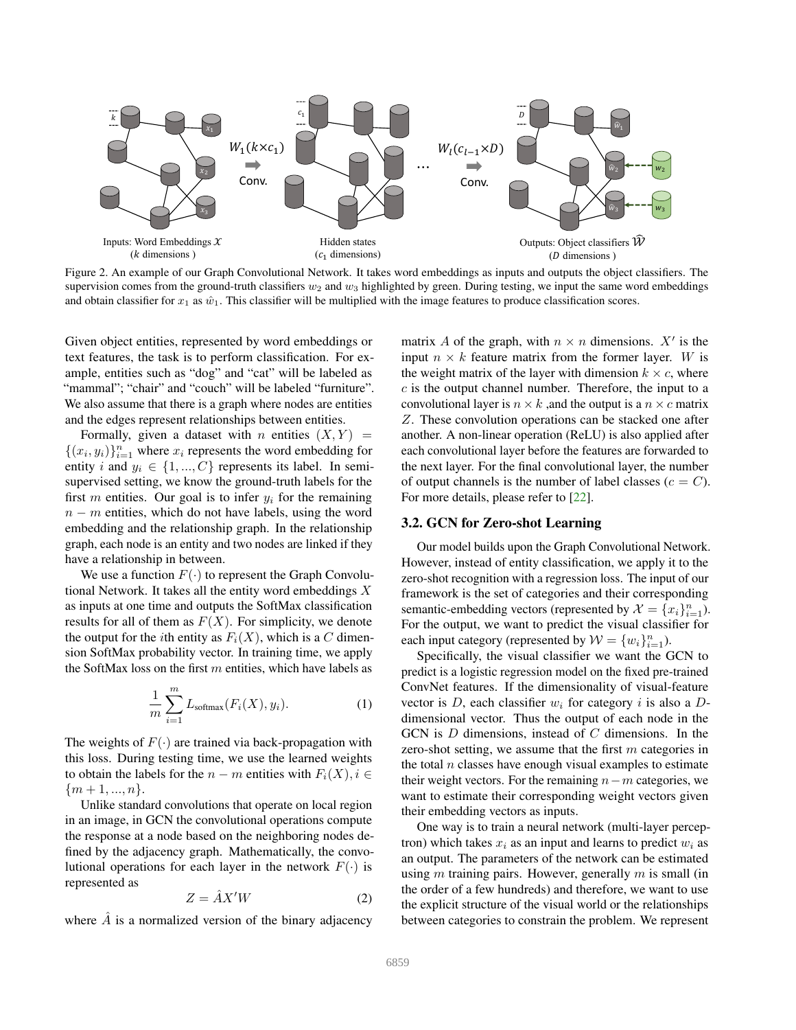Figure 2. An example of our Graph Convolutional Network. It takes word embeddings as inputs and outputs the object classifiers. The supervision comes from the ground-truth classifiers $w_2$ and $w_3$ highlighted by green. During testing, we input the same word embeddings and obtain classifier for $x_1$ as $\hat{w}_1$. This classifier will be multiplied with the image features to produce classification scores.

Given object entities, represented by word embeddings or text features, the task is to perform classification. For example, entities such as "dog" and "cat" will be labeled as "mammal"; "chair" and "couch" will be labeled "furniture". We also assume that there is a graph where nodes are entities and the edges represent relationships between entities.

Formally, given a dataset with $n$ entities $(X, Y) = \{(x_i, y_i)\}_{i=1}^{n}$ where $x_i$ represents the word embedding for entity $i$ and $y_i \in \{1, ..., C\}$ represents its label. In semi-supervised setting, we know the ground-truth labels for the first $m$ entities. Our goal is to infer $y_i$ for the remaining $n-m$ entities, which do not have labels, using the word embedding and the relationship graph. In the relationship graph, each node is an entity and two nodes are linked if they have a relationship in between.

We use a function $F(\cdot)$ to represent the Graph Convolutional Network. It takes all the entity word embeddings $X$ as inputs at one time and outputs the SoftMax classification results for all of them as $F(X)$. For simplicity, we denote the output for the $i$th entity as $F_i(X)$, which is a $C$ dimension SoftMax probability vector. In training time, we apply the SoftMax loss on the first $m$ entities, which have labels as

$$\frac{1}{m}\sum_{i=1}^{m} L_{\text{softmax}}(F_i(X), y_i). \tag{1}$$

The weights of $F(\cdot)$ are trained via back-propagation with this loss. During testing time, we use the learned weights to obtain the labels for the $n-m$ entities with $F_i(X), i \in \{m+1, ..., n\}$.

Unlike standard convolutions that operate on local region in an image, in GCN the convolutional operations compute the response at a node based on the neighboring nodes defined by the adjacency graph. Mathematically, the convolutional operations for each layer in the network $F(\cdot)$ is represented as

$$Z = \hat{A}X'W \tag{2}$$

where $\hat{A}$ is a normalized version of the binary adjacency matrix $A$ of the graph, with $n \times n$ dimensions. $X'$ is the input $n \times k$ feature matrix from the former layer. $W$ is the weight matrix of the layer with dimension $k \times c$, where $c$ is the output channel number. Therefore, the input to a convolutional layer is $n \times k$ ,and the output is a $n \times c$ matrix $Z$. These convolution operations can be stacked one after another. A non-linear operation (ReLU) is also applied after each convolutional layer before the features are forwarded to the next layer. For the final convolutional layer, the number of output channels is the number of label classes ($c = C$). For more details, please refer to [22].

### 3.2. GCN for Zero-shot Learning

Our model builds upon the Graph Convolutional Network. However, instead of entity classification, we apply it to the zero-shot recognition with a regression loss. The input of our framework is the set of categories and their corresponding semantic-embedding vectors (represented by $\mathcal{X} = \{x_i\}_{i=1}^{n}$). For the output, we want to predict the visual classifier for each input category (represented by $\mathcal{W} = \{w_i\}_{i=1}^{n}$).

Specifically, the visual classifier we want the GCN to predict is a logistic regression model on the fixed pre-trained ConvNet features. If the dimensionality of visual-feature vector is $D$, each classifier $w_i$ for category $i$ is also a $D$-dimensional vector. Thus the output of each node in the GCN is $D$ dimensions, instead of $C$ dimensions. In the zero-shot setting, we assume that the first $m$ categories in the total $n$ classes have enough visual examples to estimate their weight vectors. For the remaining $n-m$ categories, we want to estimate their corresponding weight vectors given their embedding vectors as inputs.

One way is to train a neural network (multi-layer perceptron) which takes $x_i$ as an input and learns to predict $w_i$ as an output. The parameters of the network can be estimated using $m$ training pairs. However, generally $m$ is small (in the order of a few hundreds) and therefore, we want to use the explicit structure of the visual world or the relationships between categories to constrain the problem. We represent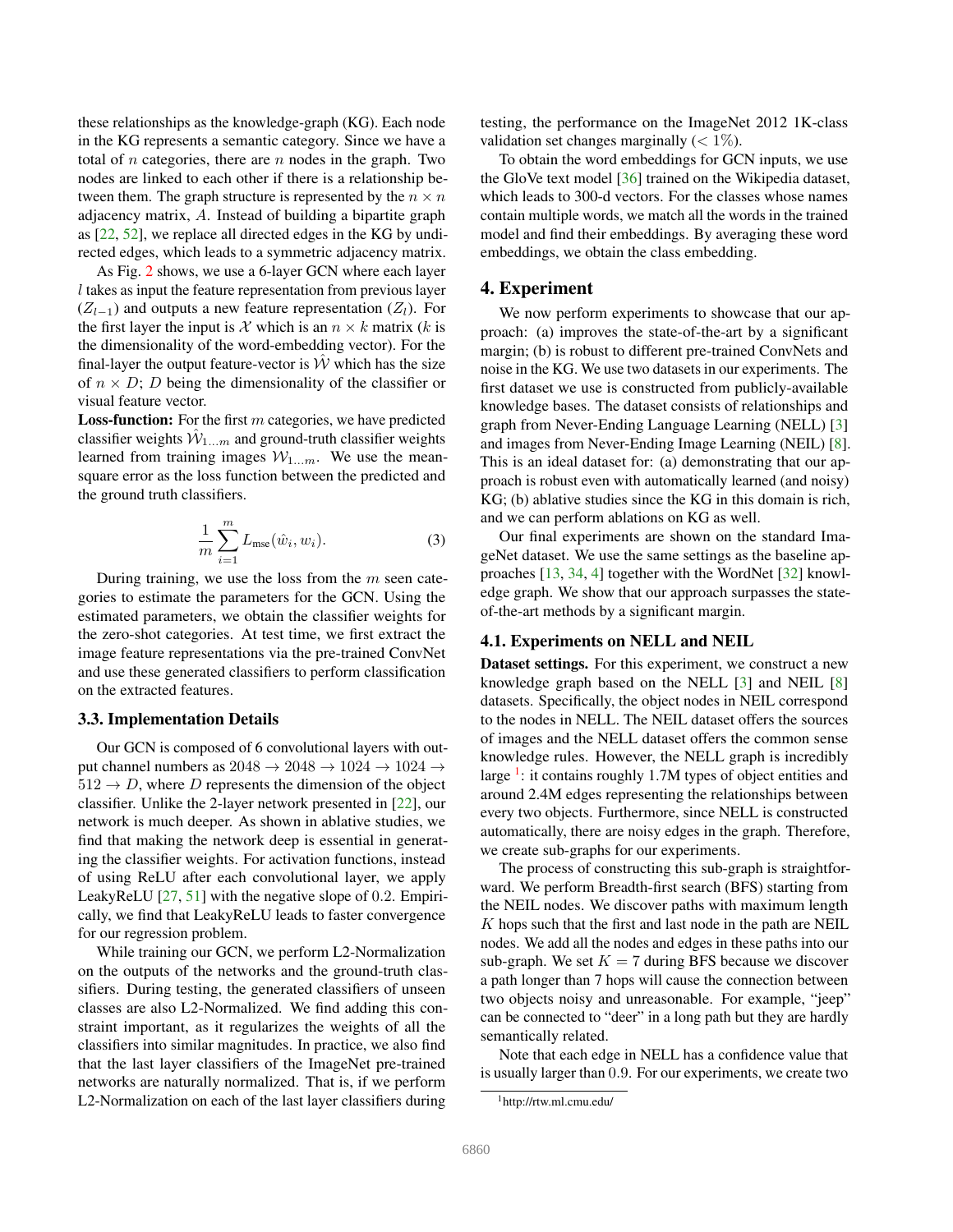these relationships as the knowledge-graph (KG). Each node in the KG represents a semantic category. Since we have a total of $n$ categories, there are $n$ nodes in the graph. Two nodes are linked to each other if there is a relationship between them. The graph structure is represented by the $n \times n$ adjacency matrix, $A$. Instead of building a bipartite graph as [22, 52], we replace all directed edges in the KG by undirected edges, which leads to a symmetric adjacency matrix.

As Fig. 2 shows, we use a 6-layer GCN where each layer $l$ takes as input the feature representation from previous layer ($Z_{l-1}$) and outputs a new feature representation ($Z_l$). For the first layer the input is $\mathcal{X}$ which is an $n \times k$ matrix ($k$ is the dimensionality of the word-embedding vector). For the final-layer the output feature-vector is $\hat{\mathcal{W}}$ which has the size of $n \times D$; $D$ being the dimensionality of the classifier or visual feature vector.

**Loss-function:** For the first $m$ categories, we have predicted classifier weights $\hat{\mathcal{W}}_{1...m}$ and ground-truth classifier weights learned from training images $\mathcal{W}_{1...m}$. We use the mean-square error as the loss function between the predicted and the ground truth classifiers.

$$\frac{1}{m}\sum_{i=1}^{m} L_{\text{mse}}(\hat{w}_i, w_i). \tag{3}$$

During training, we use the loss from the $m$ seen categories to estimate the parameters for the GCN. Using the estimated parameters, we obtain the classifier weights for the zero-shot categories. At test time, we first extract the image feature representations via the pre-trained ConvNet and use these generated classifiers to perform classification on the extracted features.

### 3.3. Implementation Details

Our GCN is composed of 6 convolutional layers with output channel numbers as $2048 \rightarrow 2048 \rightarrow 1024 \rightarrow 1024 \rightarrow 512 \rightarrow D$, where $D$ represents the dimension of the object classifier. Unlike the 2-layer network presented in [22], our network is much deeper. As shown in ablative studies, we find that making the network deep is essential in generating the classifier weights. For activation functions, instead of using ReLU after each convolutional layer, we apply LeakyReLU [27, 51] with the negative slope of 0.2. Empirically, we find that LeakyReLU leads to faster convergence for our regression problem.

While training our GCN, we perform L2-Normalization on the outputs of the networks and the ground-truth classifiers. During testing, the generated classifiers of unseen classes are also L2-Normalized. We find adding this constraint important, as it regularizes the weights of all the classifiers into similar magnitudes. In practice, we also find that the last layer classifiers of the ImageNet pre-trained networks are naturally normalized. That is, if we perform L2-Normalization on each of the last layer classifiers during testing, the performance on the ImageNet 2012 1K-class validation set changes marginally ($< 1\%$).

To obtain the word embeddings for GCN inputs, we use the GloVe text model [36] trained on the Wikipedia dataset, which leads to 300-d vectors. For the classes whose names contain multiple words, we match all the words in the trained model and find their embeddings. By averaging these word embeddings, we obtain the class embedding.

## 4. Experiment

We now perform experiments to showcase that our approach: (a) improves the state-of-the-art by a significant margin; (b) is robust to different pre-trained ConvNets and noise in the KG. We use two datasets in our experiments. The first dataset we use is constructed from publicly-available knowledge bases. The dataset consists of relationships and graph from Never-Ending Language Learning (NELL) [3] and images from Never-Ending Image Learning (NEIL) [8]. This is an ideal dataset for: (a) demonstrating that our approach is robust even with automatically learned (and noisy) KG; (b) ablative studies since the KG in this domain is rich, and we can perform ablations on KG as well.

Our final experiments are shown on the standard ImageNet dataset. We use the same settings as the baseline approaches [13, 34, 4] together with the WordNet [32] knowledge graph. We show that our approach surpasses the state-of-the-art methods by a significant margin.

### 4.1. Experiments on NELL and NEIL

**Dataset settings.** For this experiment, we construct a new knowledge graph based on the NELL [3] and NEIL [8] datasets. Specifically, the object nodes in NEIL correspond to the nodes in NELL. The NEIL dataset offers the sources of images and the NELL dataset offers the common sense knowledge rules. However, the NELL graph is incredibly large [1]: it contains roughly 1.7M types of object entities and around 2.4M edges representing the relationships between every two objects. Furthermore, since NELL is constructed automatically, there are noisy edges in the graph. Therefore, we create sub-graphs for our experiments.

The process of constructing this sub-graph is straightforward. We perform Breadth-first search (BFS) starting from the NEIL nodes. We discover paths with maximum length $K$ hops such that the first and last node in the path are NEIL nodes. We add all the nodes and edges in these paths into our sub-graph. We set $K = 7$ during BFS because we discover a path longer than 7 hops will cause the connection between two objects noisy and unreasonable. For example, "jeep" can be connected to "deer" in a long path but they are hardly semantically related.

Note that each edge in NELL has a confidence value that is usually larger than 0.9. For our experiments, we create two

[1] http://rtw.ml.cmu.edu/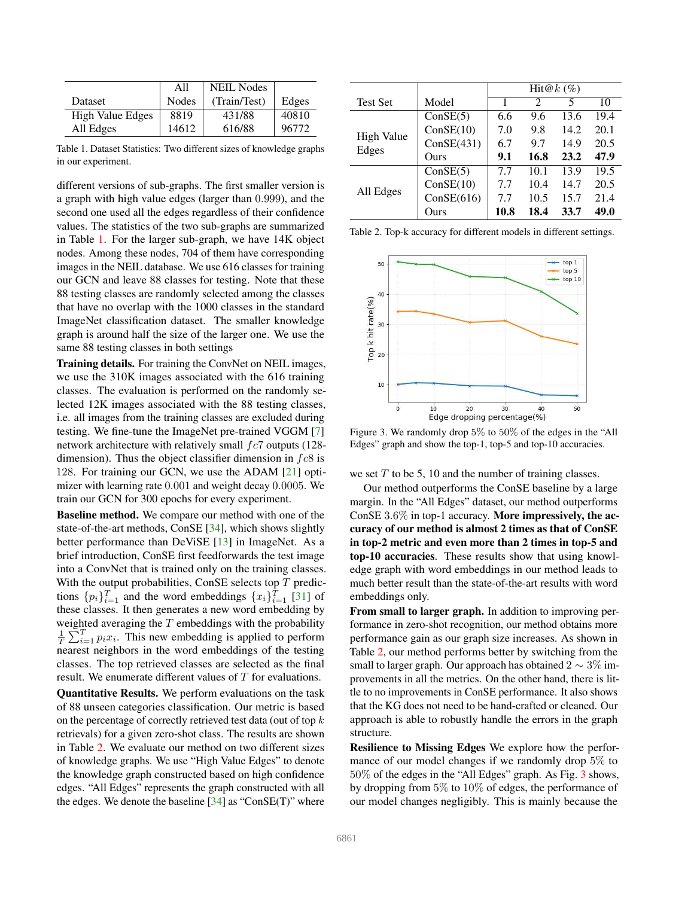| Dataset | All Nodes | NEIL Nodes (Train/Test) | Edges |
|---|---|---|---|
| High Value Edges | 8819 | 431/88 | 40810 |
| All Edges | 14612 | 616/88 | 96772 |

Table 1. Dataset Statistics: Two different sizes of knowledge graphs in our experiment.

different versions of sub-graphs. The first smaller version is a graph with high value edges (larger than 0.999), and the second one used all the edges regardless of their confidence values. The statistics of the two sub-graphs are summarized in Table 1. For the larger sub-graph, we have 14K object nodes. Among these nodes, 704 of them have corresponding images in the NEIL database. We use 616 classes for training our GCN and leave 88 classes for testing. Note that these 88 testing classes are randomly selected among the classes that have no overlap with the 1000 classes in the standard ImageNet classification dataset. The smaller knowledge graph is around half the size of the larger one. We use the same 88 testing classes in both settings

**Training details.** For training the ConvNet on NEIL images, we use the 310K images associated with the 616 training classes. The evaluation is performed on the randomly selected 12K images associated with the 88 testing classes, i.e. all images from the training classes are excluded during testing. We fine-tune the ImageNet pre-trained VGGM [7] network architecture with relatively small $fc7$ outputs (128-dimension). Thus the object classifier dimension in $fc8$ is 128. For training our GCN, we use the ADAM [21] optimizer with learning rate 0.001 and weight decay 0.0005. We train our GCN for 300 epochs for every experiment.

**Baseline method.** We compare our method with one of the state-of-the-art methods, ConSE [34], which shows slightly better performance than DeViSE [13] in ImageNet. As a brief introduction, ConSE first feedforwards the test image into a ConvNet that is trained only on the training classes. With the output probabilities, ConSE selects top $T$ predictions $\{p_i\}_{i=1}^T$ and the word embeddings $\{x_i\}_{i=1}^T$ [31] of these classes. It then generates a new word embedding by weighted averaging the $T$ embeddings with the probability $\frac{1}{T}\sum_{i=1}^T p_i x_i$. This new embedding is applied to perform nearest neighbors in the word embeddings of the testing classes. The top retrieved classes are selected as the final result. We enumerate different values of $T$ for evaluations.

**Quantitative Results.** We perform evaluations on the task of 88 unseen categories classification. Our metric is based on the percentage of correctly retrieved test data (out of top $k$ retrievals) for a given zero-shot class. The results are shown in Table 2. We evaluate our method on two different sizes of knowledge graphs. We use "High Value Edges" to denote the knowledge graph constructed based on high confidence edges. "All Edges" represents the graph constructed with all the edges. We denote the baseline [34] as "ConSE(T)" where we set $T$ to be 5, 10 and the number of training classes.

| Test Set | Model | Hit@$k$ (%) 1 | 2 | 5 | 10 |
|---|---|---|---|---|---|
| High Value Edges | ConSE(5) | 6.6 | 9.6 | 13.6 | 19.4 |
| | ConSE(10) | 7.0 | 9.8 | 14.2 | 20.1 |
| | ConSE(431) | 6.7 | 9.7 | 14.9 | 20.5 |
| | Ours | **9.1** | **16.8** | **23.2** | **47.9** |
| All Edges | ConSE(5) | 7.7 | 10.1 | 13.9 | 19.5 |
| | ConSE(10) | 7.7 | 10.4 | 14.7 | 20.5 |
| | ConSE(616) | 7.7 | 10.5 | 15.7 | 21.4 |
| | Ours | **10.8** | **18.4** | **33.7** | **49.0** |

Table 2. Top-k accuracy for different models in different settings.

Figure 3. We randomly drop 5% to 50% of the edges in the "All Edges" graph and show the top-1, top-5 and top-10 accuracies.

Our method outperforms the ConSE baseline by a large margin. In the "All Edges" dataset, our method outperforms ConSE 3.6% in top-1 accuracy. **More impressively, the accuracy of our method is almost 2 times as that of ConSE in top-2 metric and even more than 2 times in top-5 and top-10 accuracies.** These results show that using knowledge graph with word embeddings in our method leads to much better result than the state-of-the-art results with word embeddings only.

**From small to larger graph.** In addition to improving performance in zero-shot recognition, our method obtains more performance gain as our graph size increases. As shown in Table 2, our method performs better by switching from the small to larger graph. Our approach has obtained $2 \sim 3\%$ improvements in all the metrics. On the other hand, there is little to no improvements in ConSE performance. It also shows that the KG does not need to be hand-crafted or cleaned. Our approach is able to robustly handle the errors in the graph structure.

**Resilience to Missing Edges** We explore how the performance of our model changes if we randomly drop 5% to 50% of the edges in the "All Edges" graph. As Fig. 3 shows, by dropping from 5% to 10% of edges, the performance of our model changes negligibly. This is mainly because the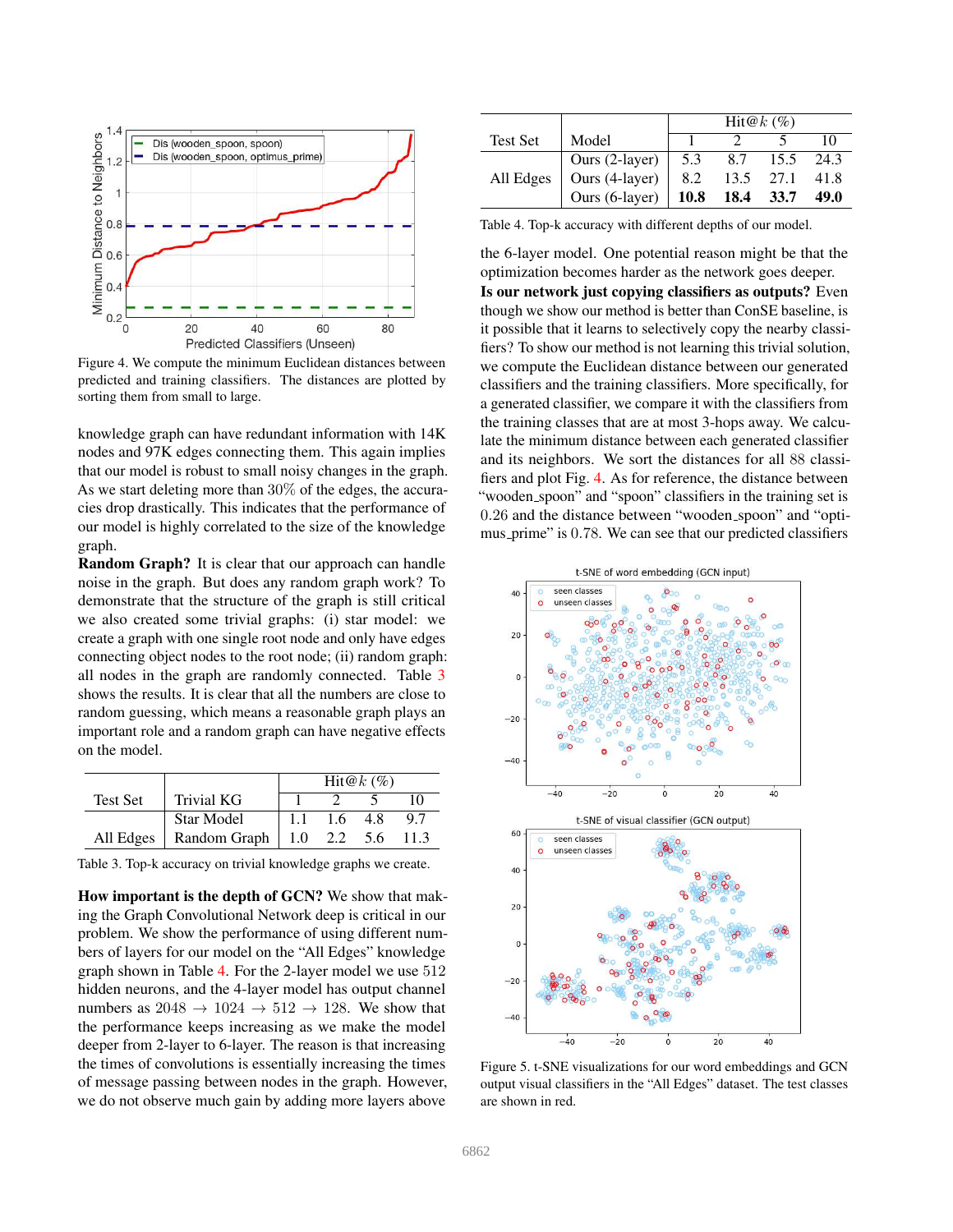Figure 4. We compute the minimum Euclidean distances between predicted and training classifiers. The distances are plotted by sorting them from small to large.

knowledge graph can have redundant information with 14K nodes and 97K edges connecting them. This again implies that our model is robust to small noisy changes in the graph. As we start deleting more than 30% of the edges, the accuracies drop drastically. This indicates that the performance of our model is highly correlated to the size of the knowledge graph.

**Random Graph?** It is clear that our approach can handle noise in the graph. But does any random graph work? To demonstrate that the structure of the graph is still critical we also created some trivial graphs: (i) star model: we create a graph with one single root node and only have edges connecting object nodes to the root node; (ii) random graph: all nodes in the graph are randomly connected. Table 3 shows the results. It is clear that all the numbers are close to random guessing, which means a reasonable graph plays an important role and a random graph can have negative effects on the model.

| Test Set | Trivial KG | Hit@$k$ (%) | | | |
|---|---|---|---|---|---|
| | | 1 | 2 | 5 | 10 |
| All Edges | Star Model | 1.1 | 1.6 | 4.8 | 9.7 |
| | Random Graph | 1.0 | 2.2 | 5.6 | 11.3 |

Table 3. Top-k accuracy on trivial knowledge graphs we create.

**How important is the depth of GCN?** We show that making the Graph Convolutional Network deep is critical in our problem. We show the performance of using different numbers of layers for our model on the "All Edges" knowledge graph shown in Table 4. For the 2-layer model we use 512 hidden neurons, and the 4-layer model has output channel numbers as $2048 \rightarrow 1024 \rightarrow 512 \rightarrow 128$. We show that the performance keeps increasing as we make the model deeper from 2-layer to 6-layer. The reason is that increasing the times of convolutions is essentially increasing the times of message passing between nodes in the graph. However, we do not observe much gain by adding more layers above the 6-layer model. One potential reason might be that the optimization becomes harder as the network goes deeper.

| Test Set | Model | Hit@$k$ (%) | | | |
|---|---|---|---|---|---|
| | | 1 | 2 | 5 | 10 |
| All Edges | Ours (2-layer) | 5.3 | 8.7 | 15.5 | 24.3 |
| | Ours (4-layer) | 8.2 | 13.5 | 27.1 | 41.8 |
| | Ours (6-layer) | **10.8** | **18.4** | **33.7** | **49.0** |

Table 4. Top-k accuracy with different depths of our model.

**Is our network just copying classifiers as outputs?** Even though we show our method is better than ConSE baseline, is it possible that it learns to selectively copy the nearby classifiers? To show our method is not learning this trivial solution, we compute the Euclidean distance between our generated classifiers and the training classifiers. More specifically, for a generated classifier, we compare it with the classifiers from the training classes that are at most 3-hops away. We calculate the minimum distance between each generated classifier and its neighbors. We sort the distances for all 88 classifiers and plot Fig. 4. As for reference, the distance between "wooden_spoon" and "spoon" classifiers in the training set is 0.26 and the distance between "wooden_spoon" and "optimus_prime" is 0.78. We can see that our predicted classifiers

Figure 5. t-SNE visualizations for our word embeddings and GCN output visual classifiers in the "All Edges" dataset. The test classes are shown in red.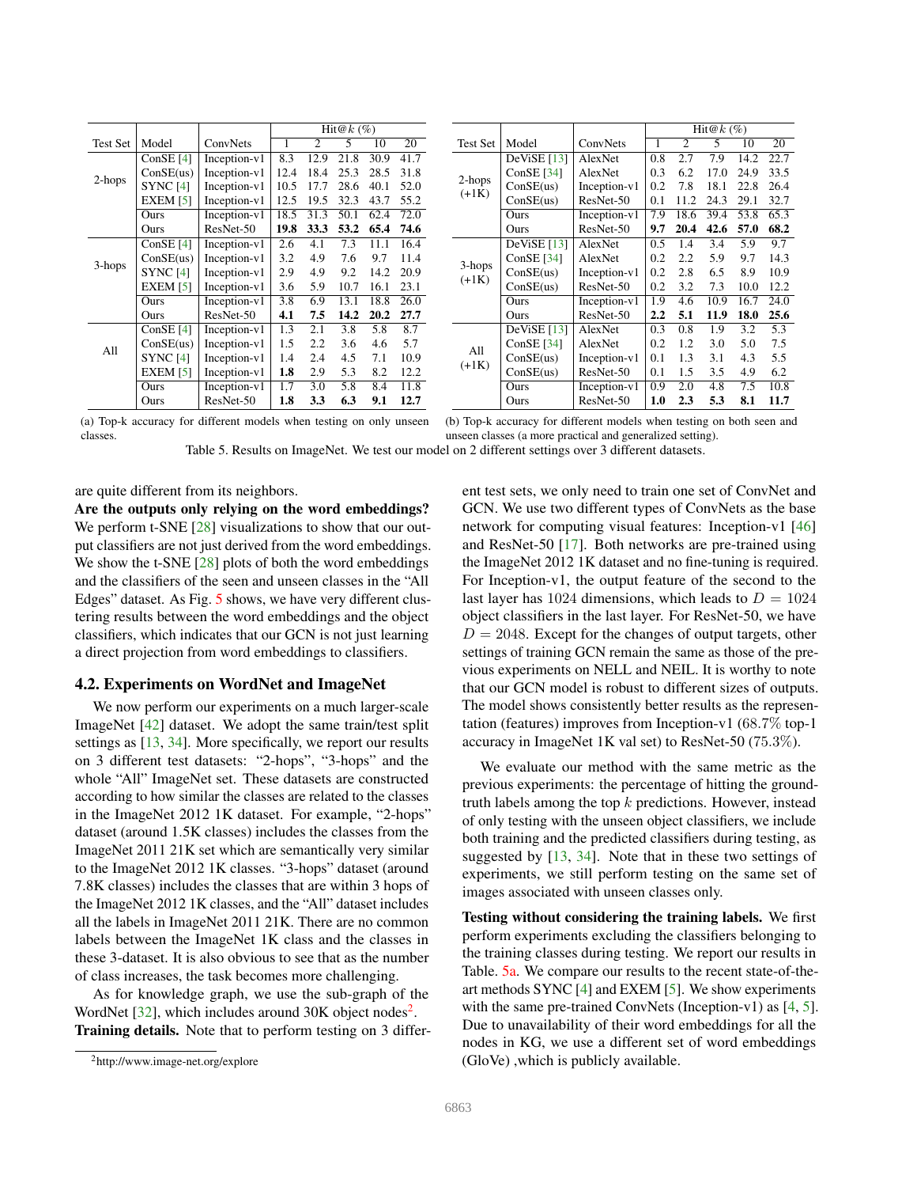| Test Set | Model | ConvNets | Hit@$k$ (%) | | | | |
|---|---|---|---|---|---|---|---|
| | | | 1 | 2 | 5 | 10 | 20 |
| 2-hops | ConSE [4] | Inception-v1 | 8.3 | 12.9 | 21.8 | 30.9 | 41.7 |
| | ConSE(us) | Inception-v1 | 12.4 | 18.4 | 25.3 | 28.5 | 31.8 |
| | SYNC [4] | Inception-v1 | 10.5 | 17.7 | 28.6 | 40.1 | 52.0 |
| | EXEM [5] | Inception-v1 | 12.5 | 19.5 | 32.3 | 43.7 | 55.2 |
| | Ours | Inception-v1 | 18.5 | 31.3 | 50.1 | 62.4 | 72.0 |
| | Ours | ResNet-50 | **19.8** | **33.3** | **53.2** | **65.4** | **74.6** |
| 3-hops | ConSE [4] | Inception-v1 | 2.6 | 4.1 | 7.3 | 11.1 | 16.4 |
| | ConSE(us) | Inception-v1 | 3.2 | 4.9 | 7.6 | 9.7 | 11.4 |
| | SYNC [4] | Inception-v1 | 2.9 | 4.9 | 9.2 | 14.2 | 20.9 |
| | EXEM [5] | Inception-v1 | 3.6 | 5.9 | 10.7 | 16.1 | 23.1 |
| | Ours | Inception-v1 | 3.8 | 6.9 | 13.1 | 18.8 | 26.0 |
| | Ours | ResNet-50 | **4.1** | **7.5** | **14.2** | **20.2** | **27.7** |
| All | ConSE [4] | Inception-v1 | 1.3 | 2.1 | 3.8 | 5.8 | 8.7 |
| | ConSE(us) | Inception-v1 | 1.5 | 2.2 | 3.6 | 4.6 | 5.7 |
| | SYNC [4] | Inception-v1 | 1.4 | 2.4 | 4.5 | 7.1 | 10.9 |
| | EXEM [5] | Inception-v1 | **1.8** | 2.9 | 5.3 | 8.2 | 12.2 |
| | Ours | Inception-v1 | 1.7 | 3.0 | 5.8 | 8.4 | 11.8 |
| | Ours | ResNet-50 | **1.8** | **3.3** | **6.3** | **9.1** | **12.7** |

(a) Top-k accuracy for different models when testing on only unseen classes.

| Test Set | Model | ConvNets | Hit@$k$ (%) | | | | |
|---|---|---|---|---|---|---|---|
| | | | 1 | 2 | 5 | 10 | 20 |
| 2-hops (+1K) | DeViSE [13] | AlexNet | 0.8 | 2.7 | 7.9 | 14.2 | 22.7 |
| | ConSE [34] | AlexNet | 0.3 | 6.2 | 17.0 | 24.9 | 33.5 |
| | ConSE(us) | Inception-v1 | 0.2 | 7.8 | 18.1 | 22.8 | 26.4 |
| | ConSE(us) | ResNet-50 | 0.1 | 11.2 | 24.3 | 29.1 | 32.7 |
| | Ours | Inception-v1 | 7.9 | 18.6 | 39.4 | 53.8 | 65.3 |
| | Ours | ResNet-50 | **9.7** | **20.4** | **42.6** | **57.0** | **68.2** |
| 3-hops (+1K) | DeViSE [13] | AlexNet | 0.5 | 1.4 | 3.4 | 5.9 | 9.7 |
| | ConSE [34] | AlexNet | 0.2 | 2.2 | 5.9 | 9.7 | 14.3 |
| | ConSE(us) | Inception-v1 | 0.2 | 2.8 | 6.5 | 8.9 | 10.9 |
| | ConSE(us) | ResNet-50 | 0.2 | 3.2 | 7.3 | 10.0 | 12.2 |
| | Ours | Inception-v1 | 1.9 | 4.6 | 10.9 | 16.7 | 24.0 |
| | Ours | ResNet-50 | **2.2** | **5.1** | **11.9** | **18.0** | **25.6** |
| All (+1K) | DeViSE [13] | AlexNet | 0.3 | 0.8 | 1.9 | 3.2 | 5.3 |
| | ConSE [34] | AlexNet | 0.2 | 1.2 | 3.0 | 5.0 | 7.5 |
| | ConSE(us) | Inception-v1 | 0.1 | 1.3 | 3.1 | 4.3 | 5.5 |
| | ConSE(us) | ResNet-50 | 0.1 | 1.5 | 3.5 | 4.9 | 6.2 |
| | Ours | Inception-v1 | 0.9 | 2.0 | 4.8 | 7.5 | 10.8 |
| | Ours | ResNet-50 | **1.0** | **2.3** | **5.3** | **8.1** | **11.7** |

(b) Top-k accuracy for different models when testing on both seen and unseen classes (a more practical and generalized setting).

Table 5. Results on ImageNet. We test our model on 2 different settings over 3 different datasets.

are quite different from its neighbors.

**Are the outputs only relying on the word embeddings?** We perform t-SNE [28] visualizations to show that our output classifiers are not just derived from the word embeddings. We show the t-SNE [28] plots of both the word embeddings and the classifiers of the seen and unseen classes in the "All Edges" dataset. As Fig. 5 shows, we have very different clustering results between the word embeddings and the object classifiers, which indicates that our GCN is not just learning a direct projection from word embeddings to classifiers.

### 4.2. Experiments on WordNet and ImageNet

We now perform our experiments on a much larger-scale ImageNet [42] dataset. We adopt the same train/test split settings as [13, 34]. More specifically, we report our results on 3 different test datasets: "2-hops", "3-hops" and the whole "All" ImageNet set. These datasets are constructed according to how similar the classes are related to the classes in the ImageNet 2012 1K dataset. For example, "2-hops" dataset (around 1.5K classes) includes the classes from the ImageNet 2011 21K set which are semantically very similar to the ImageNet 2012 1K classes. "3-hops" dataset (around 7.8K classes) includes the classes that are within 3 hops of the ImageNet 2012 1K classes, and the "All" dataset includes all the labels in ImageNet 2011 21K. There are no common labels between the ImageNet 1K class and the classes in these 3-dataset. It is also obvious to see that as the number of class increases, the task becomes more challenging.

As for knowledge graph, we use the sub-graph of the WordNet [32], which includes around 30K object nodes[2].

**Training details.** Note that to perform testing on 3 different test sets, we only need to train one set of ConvNet and GCN. We use two different types of ConvNets as the base network for computing visual features: Inception-v1 [46] and ResNet-50 [17]. Both networks are pre-trained using the ImageNet 2012 1K dataset and no fine-tuning is required. For Inception-v1, the output feature of the second to the last layer has 1024 dimensions, which leads to $D = 1024$ object classifiers in the last layer. For ResNet-50, we have $D = 2048$. Except for the changes of output targets, other settings of training GCN remain the same as those of the previous experiments on NELL and NEIL. It is worthy to note that our GCN model is robust to different sizes of outputs. The model shows consistently better results as the representation (features) improves from Inception-v1 (68.7% top-1 accuracy in ImageNet 1K val set) to ResNet-50 (75.3%).

We evaluate our method with the same metric as the previous experiments: the percentage of hitting the ground-truth labels among the top $k$ predictions. However, instead of only testing with the unseen object classifiers, we include both training and the predicted classifiers during testing, as suggested by [13, 34]. Note that in these two settings of experiments, we still perform testing on the same set of images associated with unseen classes only.

**Testing without considering the training labels.** We first perform experiments excluding the classifiers belonging to the training classes during testing. We report our results in Table. 5a. We compare our results to the recent state-of-the-art methods SYNC [4] and EXEM [5]. We show experiments with the same pre-trained ConvNets (Inception-v1) as [4, 5]. Due to unavailability of their word embeddings for all the nodes in KG, we use a different set of word embeddings (GloVe) ,which is publicly available.

[2] http://www.image-net.org/explore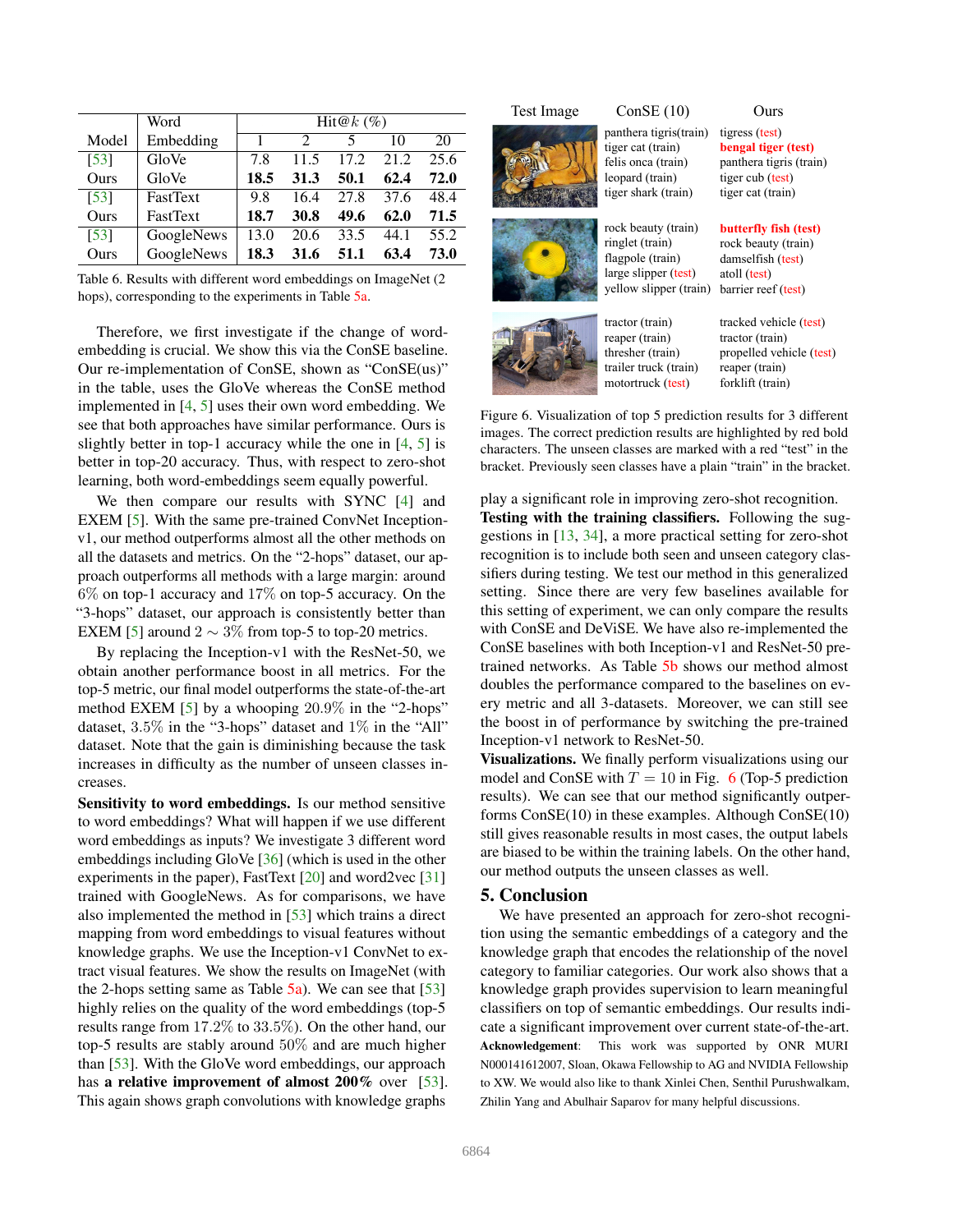| Model | Word Embedding | Hit@$k$ (%) | | | | |
|---|---|---|---|---|---|---|
| | | 1 | 2 | 5 | 10 | 20 |
| [53] | GloVe | 7.8 | 11.5 | 17.2 | 21.2 | 25.6 |
| Ours | GloVe | **18.5** | **31.3** | **50.1** | **62.4** | **72.0** |
| [53] | FastText | 9.8 | 16.4 | 27.8 | 37.6 | 48.4 |
| Ours | FastText | **18.7** | **30.8** | **49.6** | **62.0** | **71.5** |
| [53] | GoogleNews | 13.0 | 20.6 | 33.5 | 44.1 | 55.2 |
| Ours | GoogleNews | **18.3** | **31.6** | **51.1** | **63.4** | **73.0** |

Table 6. Results with different word embeddings on ImageNet (2 hops), corresponding to the experiments in Table 5a.

Therefore, we first investigate if the change of word-embedding is crucial. We show this via the ConSE baseline. Our re-implementation of ConSE, shown as "ConSE(us)" in the table, uses the GloVe whereas the ConSE method implemented in [4, 5] uses their own word embedding. We see that both approaches have similar performance. Ours is slightly better in top-1 accuracy while the one in [4, 5] is better in top-20 accuracy. Thus, with respect to zero-shot learning, both word-embeddings seem equally powerful.

We then compare our results with SYNC [4] and EXEM [5]. With the same pre-trained ConvNet Inception-v1, our method outperforms almost all the other methods on all the datasets and metrics. On the "2-hops" dataset, our approach outperforms all methods with a large margin: around 6% on top-1 accuracy and 17% on top-5 accuracy. On the "3-hops" dataset, our approach is consistently better than EXEM [5] around $2 \sim 3\%$ from top-5 to top-20 metrics.

By replacing the Inception-v1 with the ResNet-50, we obtain another performance boost in all metrics. For the top-5 metric, our final model outperforms the state-of-the-art method EXEM [5] by a whooping 20.9% in the "2-hops" dataset, 3.5% in the "3-hops" dataset and 1% in the "All" dataset. Note that the gain is diminishing because the task increases in difficulty as the number of unseen classes increases.

**Sensitivity to word embeddings.** Is our method sensitive to word embeddings? What will happen if we use different word embeddings as inputs? We investigate 3 different word embeddings including GloVe [36] (which is used in the other experiments in the paper), FastText [20] and word2vec [31] trained with GoogleNews. As for comparisons, we have also implemented the method in [53] which trains a direct mapping from word embeddings to visual features without knowledge graphs. We use the Inception-v1 ConvNet to extract visual features. We show the results on ImageNet (with the 2-hops setting same as Table 5a). We can see that [53] highly relies on the quality of the word embeddings (top-5 results range from 17.2% to 33.5%). On the other hand, our top-5 results are stably around 50% and are much higher than [53]. With the GloVe word embeddings, our approach has **a relative improvement of almost 200%** over [53]. This again shows graph convolutions with knowledge graphs play a significant role in improving zero-shot recognition.

| Test Image | ConSE (10) | Ours |
|---|---|---|
| | panthera tigris(train)<br>tiger cat (train)<br>felis onca (train)<br>leopard (train)<br>tiger shark (train) | tigress (test)<br>**bengal tiger (test)**<br>panthera tigris (train)<br>tiger cub (test)<br>tiger cat (train) |
| | rock beauty (train)<br>ringlet (train)<br>flagpole (train)<br>large slipper (test)<br>yellow slipper (train) | **butterfly fish (test)**<br>rock beauty (train)<br>damselfish (test)<br>atoll (test)<br>barrier reef (test) |
| | tractor (train)<br>reaper (train)<br>thresher (train)<br>trailer truck (train)<br>motortruck (test) | tracked vehicle (test)<br>tractor (train)<br>propelled vehicle (test)<br>reaper (train)<br>forklift (train) |

Figure 6. Visualization of top 5 prediction results for 3 different images. The correct prediction results are highlighted by red bold characters. The unseen classes are marked with a red "test" in the bracket. Previously seen classes have a plain "train" in the bracket.

**Testing with the training classifiers.** Following the suggestions in [13, 34], a more practical setting for zero-shot recognition is to include both seen and unseen category classifiers during testing. We test our method in this generalized setting. Since there are very few baselines available for this setting of experiment, we can only compare the results with ConSE and DeViSE. We have also re-implemented the ConSE baselines with both Inception-v1 and ResNet-50 pre-trained networks. As Table 5b shows our method almost doubles the performance compared to the baselines on every metric and all 3-datasets. Moreover, we can still see the boost in of performance by switching the pre-trained Inception-v1 network to ResNet-50.

**Visualizations.** We finally perform visualizations using our model and ConSE with $T = 10$ in Fig. 6 (Top-5 prediction results). We can see that our method significantly outperforms ConSE(10) in these examples. Although ConSE(10) still gives reasonable results in most cases, the output labels are biased to be within the training labels. On the other hand, our method outputs the unseen classes as well.

## 5. Conclusion

We have presented an approach for zero-shot recognition using the semantic embeddings of a category and the knowledge graph that encodes the relationship of the novel category to familiar categories. Our work also shows that a knowledge graph provides supervision to learn meaningful classifiers on top of semantic embeddings. Our results indicate a significant improvement over current state-of-the-art.

**Acknowledgement**: This work was supported by ONR MURI N000141612007, Sloan, Okawa Fellowship to AG and NVIDIA Fellowship to XW. We would also like to thank Xinlei Chen, Senthil Purushwalkam, Zhilin Yang and Abulhair Saparov for many helpful discussions.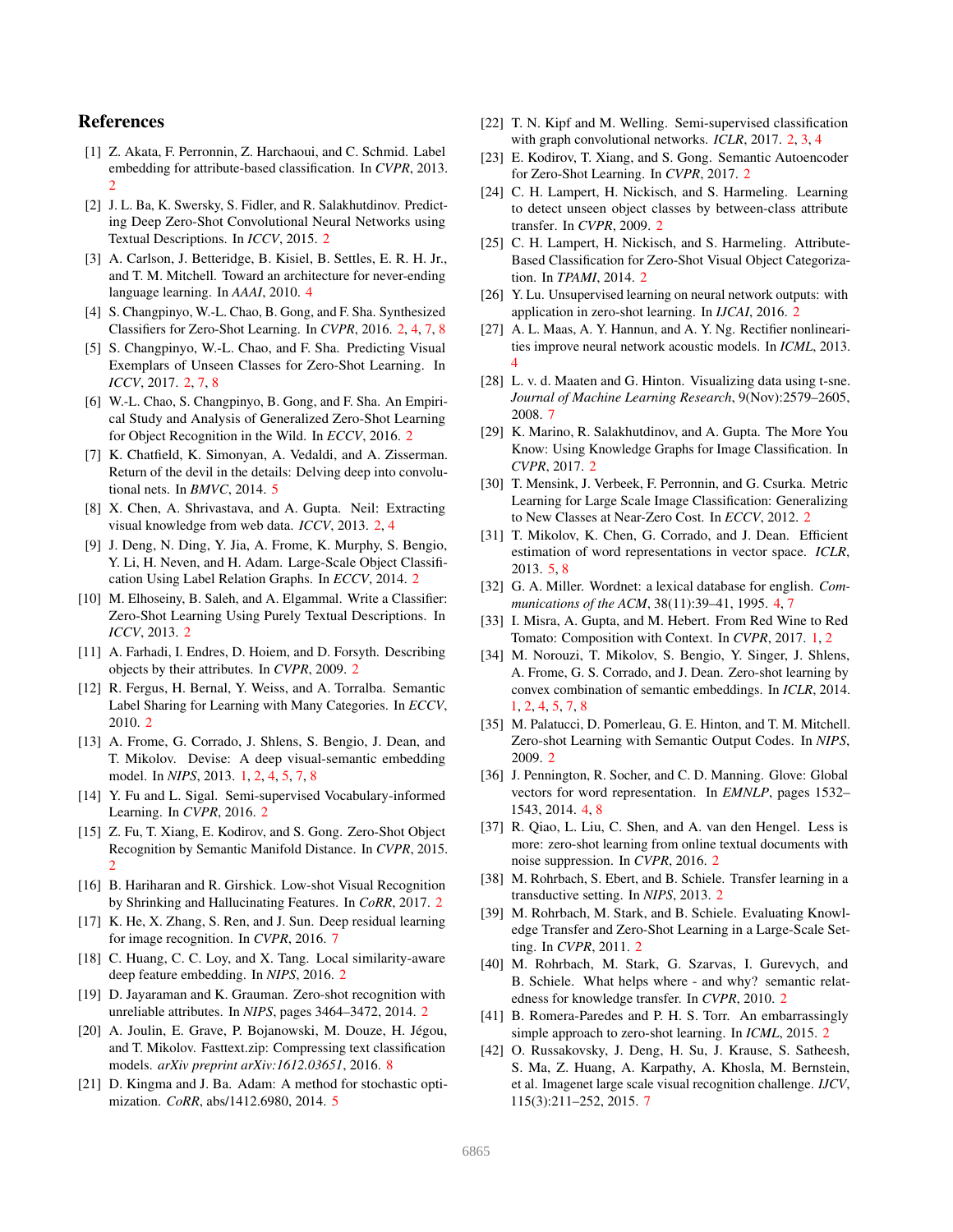## References

[1] Z. Akata, F. Perronnin, Z. Harchaoui, and C. Schmid. Label embedding for attribute-based classification. In *CVPR*, 2013. 2

[2] J. L. Ba, K. Swersky, S. Fidler, and R. Salakhutdinov. Predicting Deep Zero-Shot Convolutional Neural Networks using Textual Descriptions. In *ICCV*, 2015. 2

[3] A. Carlson, J. Betteridge, B. Kisiel, B. Settles, E. R. H. Jr., and T. M. Mitchell. Toward an architecture for never-ending language learning. In *AAAI*, 2010. 4

[4] S. Changpinyo, W.-L. Chao, B. Gong, and F. Sha. Synthesized Classifiers for Zero-Shot Learning. In *CVPR*, 2016. 2, 4, 7, 8

[5] S. Changpinyo, W.-L. Chao, and F. Sha. Predicting Visual Exemplars of Unseen Classes for Zero-Shot Learning. In *ICCV*, 2017. 2, 7, 8

[6] W.-L. Chao, S. Changpinyo, B. Gong, and F. Sha. An Empirical Study and Analysis of Generalized Zero-Shot Learning for Object Recognition in the Wild. In *ECCV*, 2016. 2

[7] K. Chatfield, K. Simonyan, A. Vedaldi, and A. Zisserman. Return of the devil in the details: Delving deep into convolutional nets. In *BMVC*, 2014. 5

[8] X. Chen, A. Shrivastava, and A. Gupta. Neil: Extracting visual knowledge from web data. *ICCV*, 2013. 2, 4

[9] J. Deng, N. Ding, Y. Jia, A. Frome, K. Murphy, S. Bengio, Y. Li, H. Neven, and H. Adam. Large-Scale Object Classification Using Label Relation Graphs. In *ECCV*, 2014. 2

[10] M. Elhoseiny, B. Saleh, and A. Elgammal. Write a Classifier: Zero-Shot Learning Using Purely Textual Descriptions. In *ICCV*, 2013. 2

[11] A. Farhadi, I. Endres, D. Hoiem, and D. Forsyth. Describing objects by their attributes. In *CVPR*, 2009. 2

[12] R. Fergus, H. Bernal, Y. Weiss, and A. Torralba. Semantic Label Sharing for Learning with Many Categories. In *ECCV*, 2010. 2

[13] A. Frome, G. Corrado, J. Shlens, S. Bengio, J. Dean, and T. Mikolov. Devise: A deep visual-semantic embedding model. In *NIPS*, 2013. 1, 2, 4, 5, 7, 8

[14] Y. Fu and L. Sigal. Semi-supervised Vocabulary-informed Learning. In *CVPR*, 2016. 2

[15] Z. Fu, T. Xiang, E. Kodirov, and S. Gong. Zero-Shot Object Recognition by Semantic Manifold Distance. In *CVPR*, 2015. 2

[16] B. Hariharan and R. Girshick. Low-shot Visual Recognition by Shrinking and Hallucinating Features. In *CoRR*, 2017. 2

[17] K. He, X. Zhang, S. Ren, and J. Sun. Deep residual learning for image recognition. In *CVPR*, 2016. 7

[18] C. Huang, C. C. Loy, and X. Tang. Local similarity-aware deep feature embedding. In *NIPS*, 2016. 2

[19] D. Jayaraman and K. Grauman. Zero-shot recognition with unreliable attributes. In *NIPS*, pages 3464–3472, 2014. 2

[20] A. Joulin, E. Grave, P. Bojanowski, M. Douze, H. Jégou, and T. Mikolov. Fasttext.zip: Compressing text classification models. *arXiv preprint arXiv:1612.03651*, 2016. 8

[21] D. Kingma and J. Ba. Adam: A method for stochastic optimization. *CoRR*, abs/1412.6980, 2014. 5

[22] T. N. Kipf and M. Welling. Semi-supervised classification with graph convolutional networks. *ICLR*, 2017. 2, 3, 4

[23] E. Kodirov, T. Xiang, and S. Gong. Semantic Autoencoder for Zero-Shot Learning. In *CVPR*, 2017. 2

[24] C. H. Lampert, H. Nickisch, and S. Harmeling. Learning to detect unseen object classes by between-class attribute transfer. In *CVPR*, 2009. 2

[25] C. H. Lampert, H. Nickisch, and S. Harmeling. Attribute-Based Classification for Zero-Shot Visual Object Categorization. In *TPAMI*, 2014. 2

[26] Y. Lu. Unsupervised learning on neural network outputs: with application in zero-shot learning. In *IJCAI*, 2016. 2

[27] A. L. Maas, A. Y. Hannun, and A. Y. Ng. Rectifier nonlinearities improve neural network acoustic models. In *ICML*, 2013. 4

[28] L. v. d. Maaten and G. Hinton. Visualizing data using t-sne. *Journal of Machine Learning Research*, 9(Nov):2579–2605, 2008. 7

[29] K. Marino, R. Salakhutdinov, and A. Gupta. The More You Know: Using Knowledge Graphs for Image Classification. In *CVPR*, 2017. 2

[30] T. Mensink, J. Verbeek, F. Perronnin, and G. Csurka. Metric Learning for Large Scale Image Classification: Generalizing to New Classes at Near-Zero Cost. In *ECCV*, 2012. 2

[31] T. Mikolov, K. Chen, G. Corrado, and J. Dean. Efficient estimation of word representations in vector space. *ICLR*, 2013. 5, 8

[32] G. A. Miller. Wordnet: a lexical database for english. *Communications of the ACM*, 38(11):39–41, 1995. 4, 7

[33] I. Misra, A. Gupta, and M. Hebert. From Red Wine to Red Tomato: Composition with Context. In *CVPR*, 2017. 1, 2

[34] M. Norouzi, T. Mikolov, S. Bengio, Y. Singer, J. Shlens, A. Frome, G. S. Corrado, and J. Dean. Zero-shot learning by convex combination of semantic embeddings. In *ICLR*, 2014. 1, 2, 4, 5, 7, 8

[35] M. Palatucci, D. Pomerleau, G. E. Hinton, and T. M. Mitchell. Zero-shot Learning with Semantic Output Codes. In *NIPS*, 2009. 2

[36] J. Pennington, R. Socher, and C. D. Manning. Glove: Global vectors for word representation. In *EMNLP*, pages 1532–1543, 2014. 4, 8

[37] R. Qiao, L. Liu, C. Shen, and A. van den Hengel. Less is more: zero-shot learning from online textual documents with noise suppression. In *CVPR*, 2016. 2

[38] M. Rohrbach, S. Ebert, and B. Schiele. Transfer learning in a transductive setting. In *NIPS*, 2013. 2

[39] M. Rohrbach, M. Stark, and B. Schiele. Evaluating Knowledge Transfer and Zero-Shot Learning in a Large-Scale Setting. In *CVPR*, 2011. 2

[40] M. Rohrbach, M. Stark, G. Szarvas, I. Gurevych, and B. Schiele. What helps where - and why? semantic relatedness for knowledge transfer. In *CVPR*, 2010. 2

[41] B. Romera-Paredes and P. H. S. Torr. An embarrassingly simple approach to zero-shot learning. In *ICML*, 2015. 2

[42] O. Russakovsky, J. Deng, H. Su, J. Krause, S. Satheesh, S. Ma, Z. Huang, A. Karpathy, A. Khosla, M. Bernstein, et al. Imagenet large scale visual recognition challenge. *IJCV*, 115(3):211–252, 2015. 7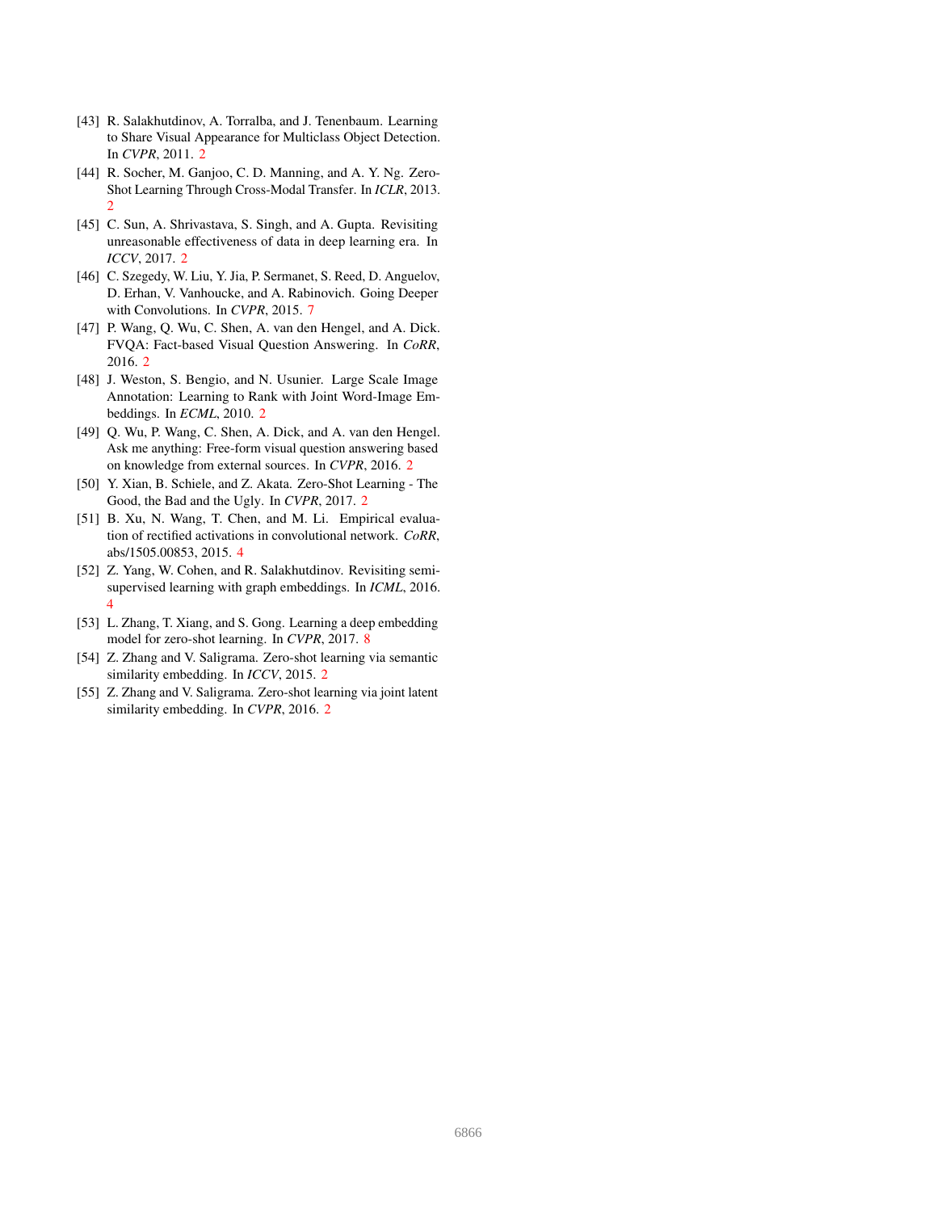[43] R. Salakhutdinov, A. Torralba, and J. Tenenbaum. Learning to Share Visual Appearance for Multiclass Object Detection. In *CVPR*, 2011. 2

[44] R. Socher, M. Ganjoo, C. D. Manning, and A. Y. Ng. Zero-Shot Learning Through Cross-Modal Transfer. In *ICLR*, 2013. 2

[45] C. Sun, A. Shrivastava, S. Singh, and A. Gupta. Revisiting unreasonable effectiveness of data in deep learning era. In *ICCV*, 2017. 2

[46] C. Szegedy, W. Liu, Y. Jia, P. Sermanet, S. Reed, D. Anguelov, D. Erhan, V. Vanhoucke, and A. Rabinovich. Going Deeper with Convolutions. In *CVPR*, 2015. 7

[47] P. Wang, Q. Wu, C. Shen, A. van den Hengel, and A. Dick. FVQA: Fact-based Visual Question Answering. In *CoRR*, 2016. 2

[48] J. Weston, S. Bengio, and N. Usunier. Large Scale Image Annotation: Learning to Rank with Joint Word-Image Embeddings. In *ECML*, 2010. 2

[49] Q. Wu, P. Wang, C. Shen, A. Dick, and A. van den Hengel. Ask me anything: Free-form visual question answering based on knowledge from external sources. In *CVPR*, 2016. 2

[50] Y. Xian, B. Schiele, and Z. Akata. Zero-Shot Learning - The Good, the Bad and the Ugly. In *CVPR*, 2017. 2

[51] B. Xu, N. Wang, T. Chen, and M. Li. Empirical evaluation of rectified activations in convolutional network. *CoRR*, abs/1505.00853, 2015. 4

[52] Z. Yang, W. Cohen, and R. Salakhutdinov. Revisiting semi-supervised learning with graph embeddings. In *ICML*, 2016. 4

[53] L. Zhang, T. Xiang, and S. Gong. Learning a deep embedding model for zero-shot learning. In *CVPR*, 2017. 8

[54] Z. Zhang and V. Saligrama. Zero-shot learning via semantic similarity embedding. In *ICCV*, 2015. 2

[55] Z. Zhang and V. Saligrama. Zero-shot learning via joint latent similarity embedding. In *CVPR*, 2016. 2